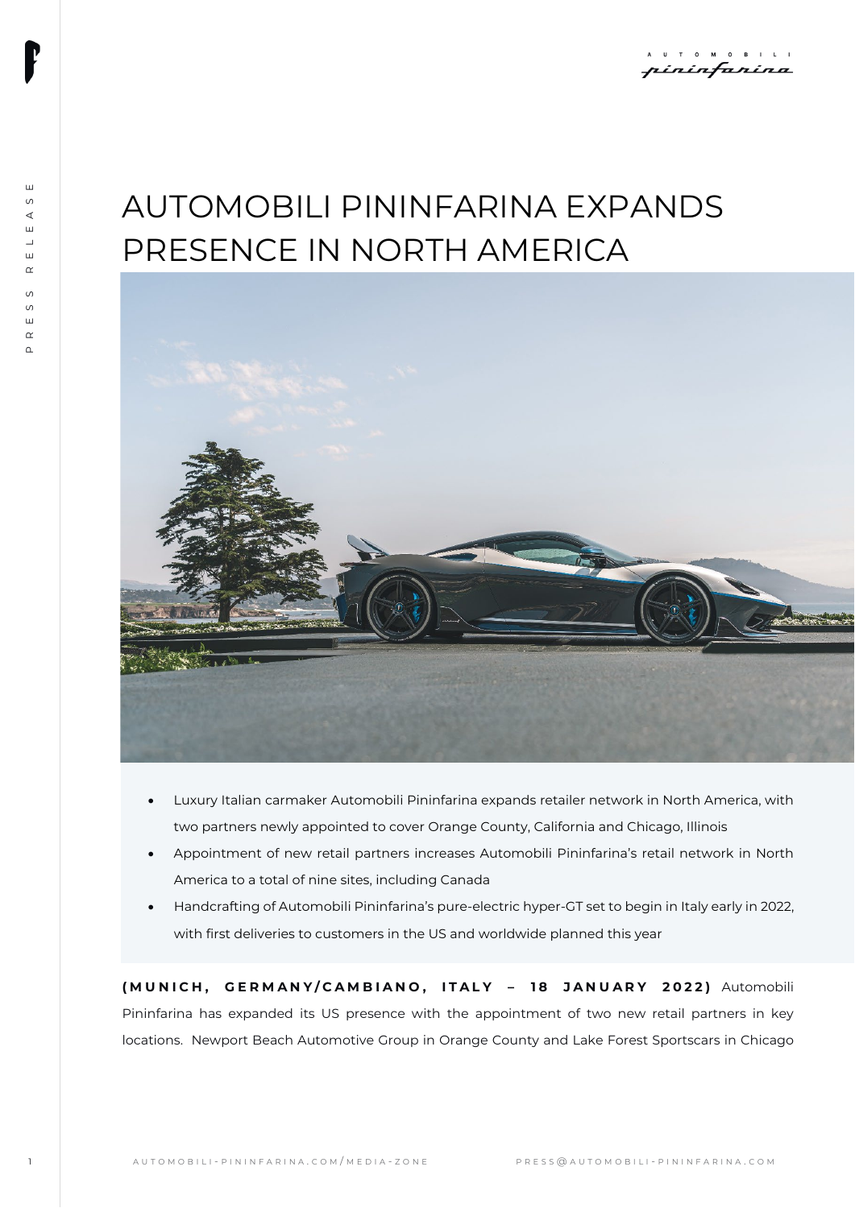# AUTOMOBILI PININFARINA EXPANDS PRESENCE IN NORTH AMERICA

- Luxury Italian carmaker Automobili Pininfarina expands retailer network in North America, with two partners newly appointed to cover Orange County, California and Chicago, Illinois
- Appointment of new retail partners increases Automobili Pininfarina's retail network in North America to a total of nine sites, including Canada
- Handcrafting of Automobili Pininfarina's pure-electric hyper-GT set to begin in Italy early in 2022, with first deliveries to customers in the US and worldwide planned this year

**(MUNICH, GERMANY/CAMBIANO, ITALY – 18 JANUARY 2022)** Automobili Pininfarina has expanded its US presence with the appointment of two new retail partners in key locations. Newport Beach Automotive Group in Orange County and Lake Forest Sportscars in Chicago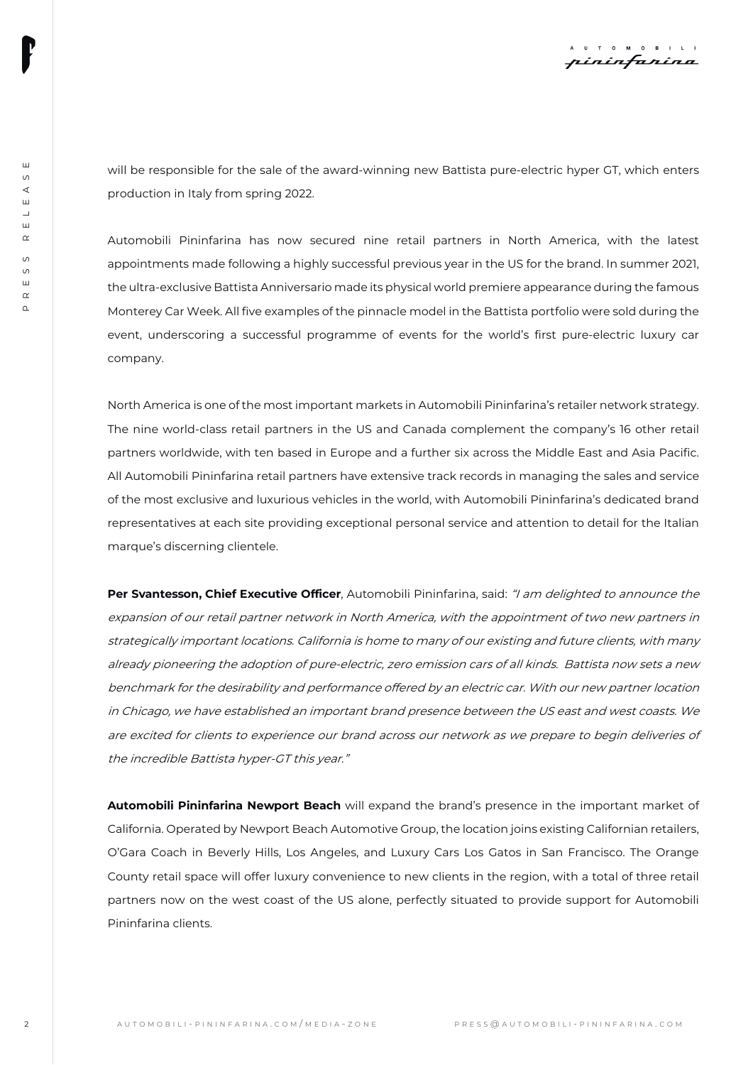will be responsible for the sale of the award-winning new Battista pure-electric hyper GT, which enters production in Italy from spring 2022.

Automobili Pininfarina has now secured nine retail partners in North America, with the latest appointments made following a highly successful previous year in the US for the brand. In summer 2021, the ultra-exclusive Battista Anniversario made its physical world premiere appearance during the famous Monterey Car Week. All five examples of the pinnacle model in the Battista portfolio were sold during the event, underscoring a successful programme of events for the world's first pure-electric luxury car company.

North America is one of the most important markets in Automobili Pininfarina's retailer network strategy. The nine world-class retail partners in the US and Canada complement the company's 16 other retail partners worldwide, with ten based in Europe and a further six across the Middle East and Asia Pacific. All Automobili Pininfarina retail partners have extensive track records in managing the sales and service of the most exclusive and luxurious vehicles in the world, with Automobili Pininfarina's dedicated brand representatives at each site providing exceptional personal service and attention to detail for the Italian marque's discerning clientele.

**Per Svantesson, Chief Executive Officer**, Automobili Pininfarina, said: *"I am delighted to announce the expansion of our retail partner network in North America, with the appointment of two new partners in strategically important locations. California is home to many of our existing and future clients, with many already pioneering the adoption of pure-electric, zero emission cars of all kinds. Battista now sets a new benchmark for the desirability and performance offered by an electric car. With our new partner location in Chicago, we have established an important brand presence between the US east and west coasts. We are excited for clients to experience our brand across our network as we prepare to begin deliveries of the incredible Battista hyper-GT this year."*

**Automobili Pininfarina Newport Beach** will expand the brand's presence in the important market of California. Operated by Newport Beach Automotive Group, the location joins existing Californian retailers, O'Gara Coach in Beverly Hills, Los Angeles, and Luxury Cars Los Gatos in San Francisco. The Orange County retail space will offer luxury convenience to new clients in the region, with a total of three retail partners now on the west coast of the US alone, perfectly situated to provide support for Automobili Pininfarina clients.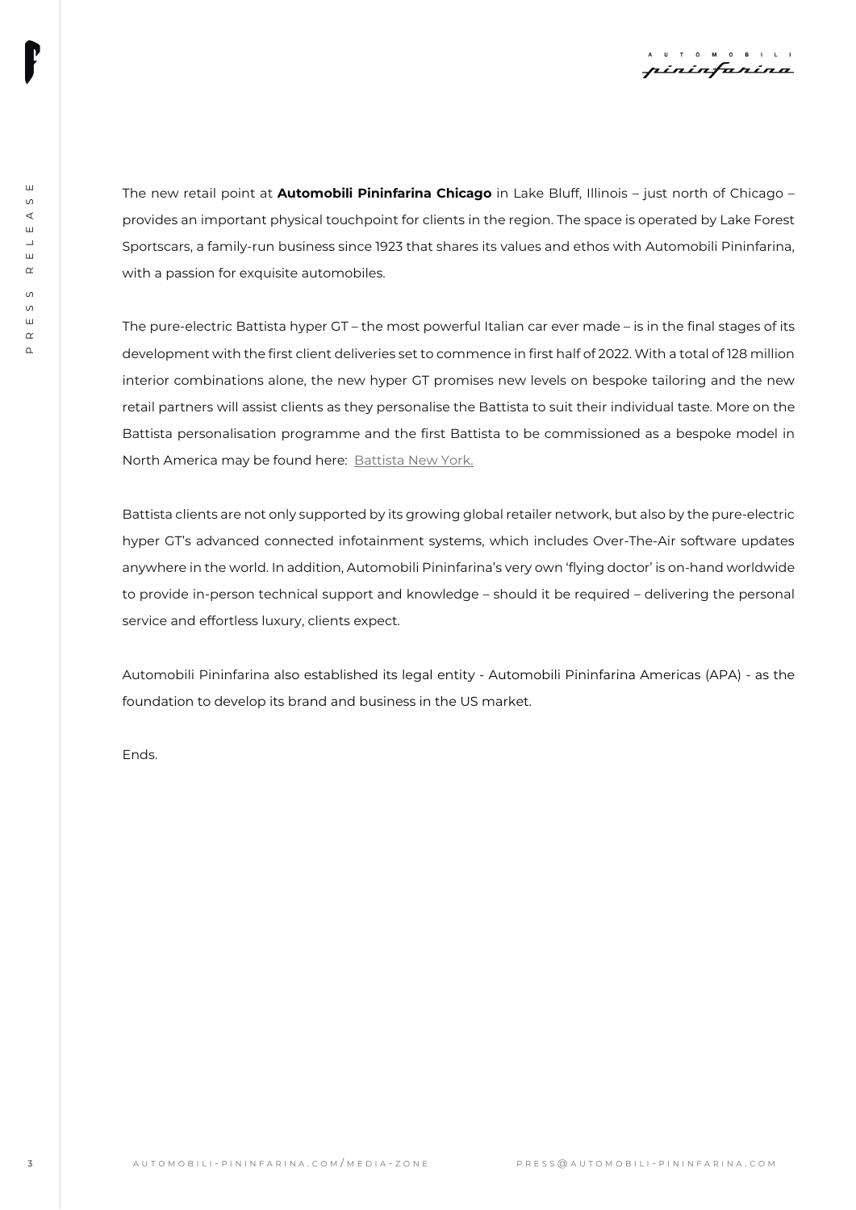The new retail point at **Automobili Pininfarina Chicago** in Lake Bluff, Illinois – just north of Chicago – provides an important physical touchpoint for clients in the region. The space is operated by Lake Forest Sportscars, a family-run business since 1923 that shares its values and ethos with Automobili Pininfarina, with a passion for exquisite automobiles.

The pure-electric Battista hyper GT – the most powerful Italian car ever made – is in the final stages of its development with the first client deliveries set to commence in first half of 2022. With a total of 128 million interior combinations alone, the new hyper GT promises new levels on bespoke tailoring and the new retail partners will assist clients as they personalise the Battista to suit their individual taste. More on the Battista personalisation programme and the first Battista to be commissioned as a bespoke model in North America may be found here: Battista New York.

Battista clients are not only supported by its growing global retailer network, but also by the pure-electric hyper GT's advanced connected infotainment systems, which includes Over-The-Air software updates anywhere in the world. In addition, Automobili Pininfarina's very own 'flying doctor' is on-hand worldwide to provide in-person technical support and knowledge – should it be required – delivering the personal service and effortless luxury, clients expect.

Automobili Pininfarina also established its legal entity - Automobili Pininfarina Americas (APA) - as the foundation to develop its brand and business in the US market.

Ends.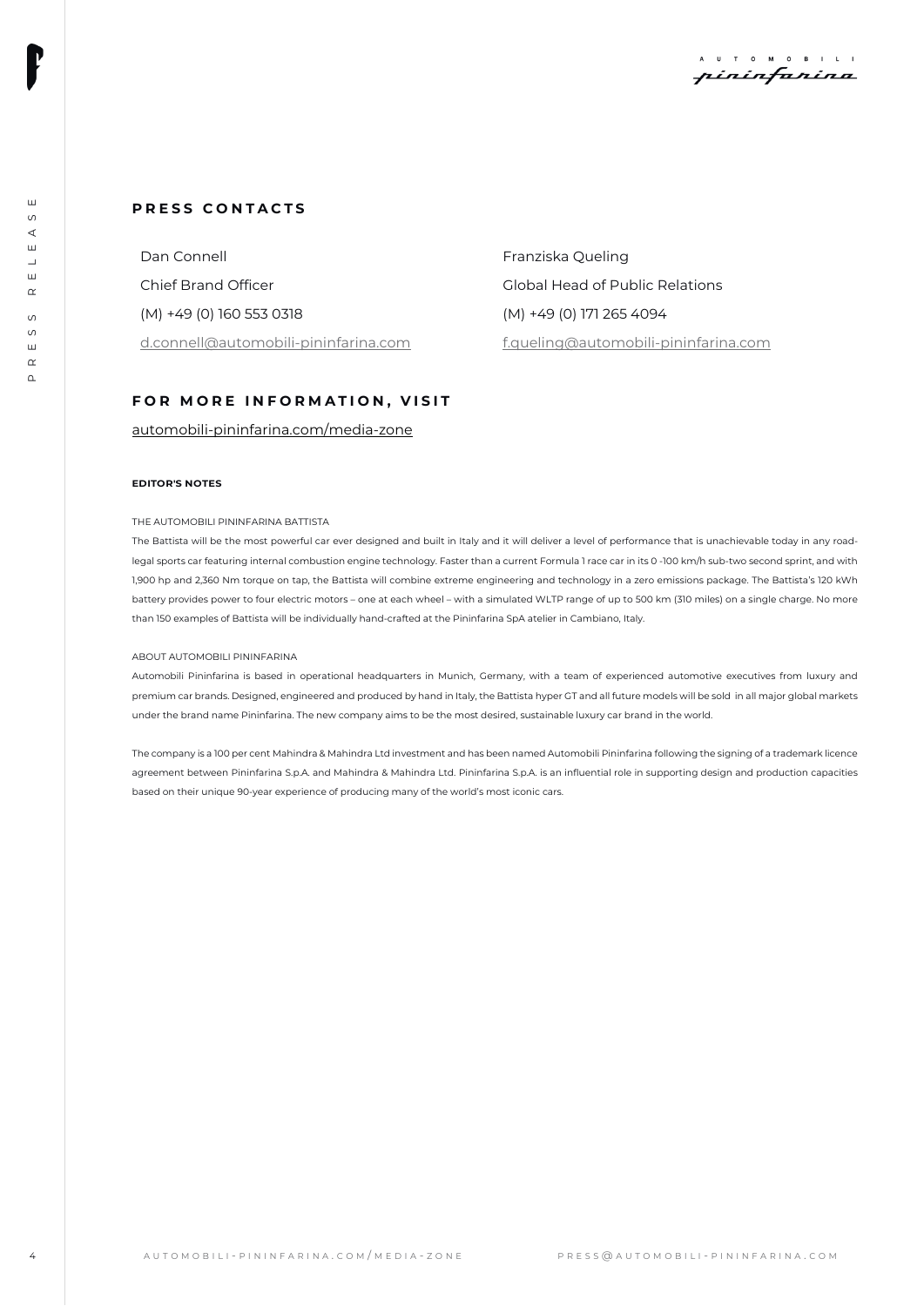## PRESS CONTACTS

Dan Connell
Chief Brand Officer
(M) +49 (0) 160 553 0318
d.connell@automobili-pininfarina.com

Franziska Queling
Global Head of Public Relations
(M) +49 (0) 171 265 4094
f.queling@automobili-pininfarina.com

## FOR MORE INFORMATION, VISIT

automobili-pininfarina.com/media-zone

#### EDITOR'S NOTES

THE AUTOMOBILI PININFARINA BATTISTA

The Battista will be the most powerful car ever designed and built in Italy and it will deliver a level of performance that is unachievable today in any road-legal sports car featuring internal combustion engine technology. Faster than a current Formula 1 race car in its 0 -100 km/h sub-two second sprint, and with 1,900 hp and 2,360 Nm torque on tap, the Battista will combine extreme engineering and technology in a zero emissions package. The Battista's 120 kWh battery provides power to four electric motors – one at each wheel – with a simulated WLTP range of up to 500 km (310 miles) on a single charge. No more than 150 examples of Battista will be individually hand-crafted at the Pininfarina SpA atelier in Cambiano, Italy.

ABOUT AUTOMOBILI PININFARINA

Automobili Pininfarina is based in operational headquarters in Munich, Germany, with a team of experienced automotive executives from luxury and premium car brands. Designed, engineered and produced by hand in Italy, the Battista hyper GT and all future models will be sold in all major global markets under the brand name Pininfarina. The new company aims to be the most desired, sustainable luxury car brand in the world.

The company is a 100 per cent Mahindra & Mahindra Ltd investment and has been named Automobili Pininfarina following the signing of a trademark licence agreement between Pininfarina S.p.A. and Mahindra & Mahindra Ltd. Pininfarina S.p.A. is an influential role in supporting design and production capacities based on their unique 90-year experience of producing many of the world's most iconic cars.